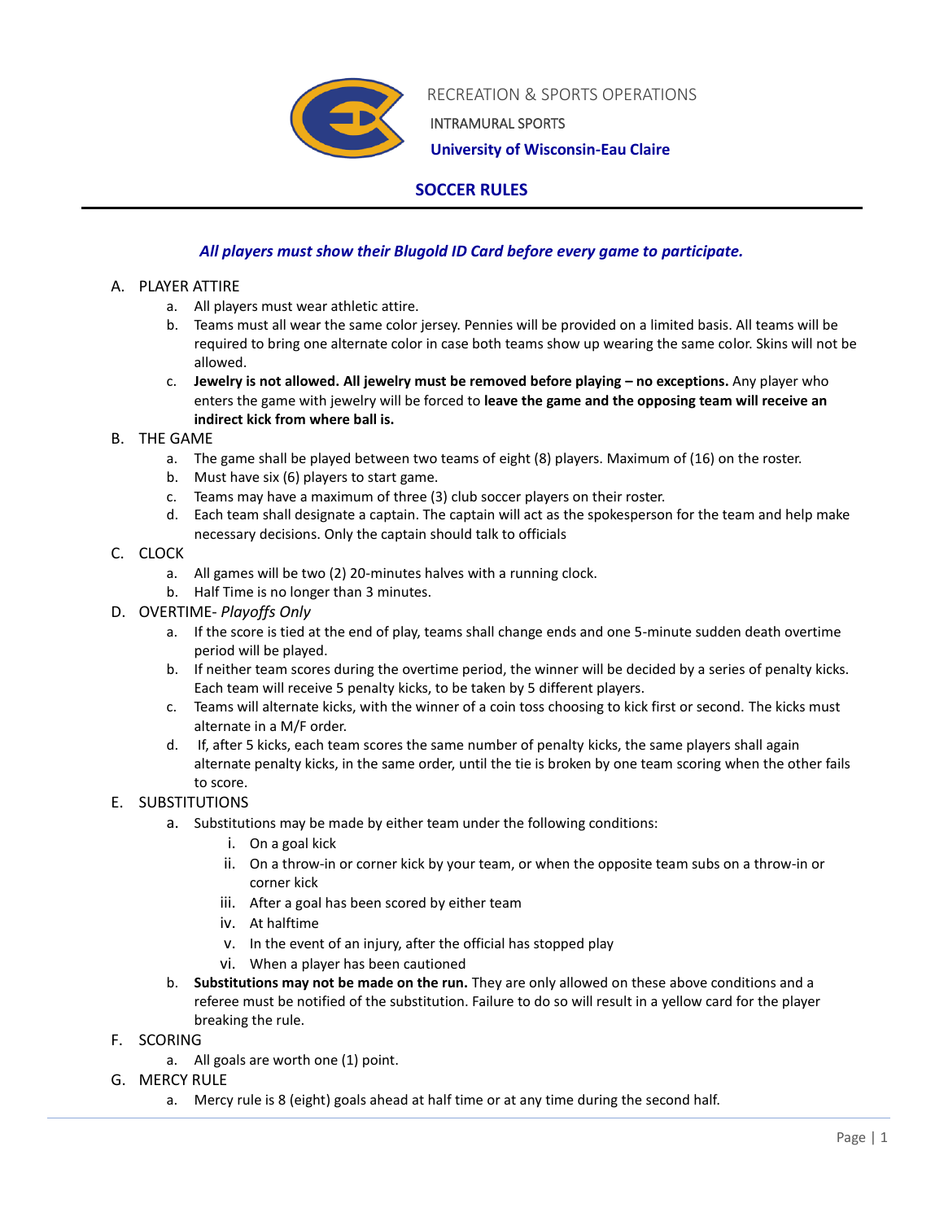RECREATION & SPORTS OPERATIONS

INTRAMURAL SPORTS

**University of Wisconsin-Eau Claire**

# SOCCER RULES

***All players must show their Blugold ID Card before every game to participate.***

A. PLAYER ATTIRE
   a. All players must wear athletic attire.
   b. Teams must all wear the same color jersey. Pennies will be provided on a limited basis. All teams will be required to bring one alternate color in case both teams show up wearing the same color. Skins will not be allowed.
   c. **Jewelry is not allowed. All jewelry must be removed before playing – no exceptions.** Any player who enters the game with jewelry will be forced to **leave the game and the opposing team will receive an indirect kick from where ball is.**

B. THE GAME
   a. The game shall be played between two teams of eight (8) players. Maximum of (16) on the roster.
   b. Must have six (6) players to start game.
   c. Teams may have a maximum of three (3) club soccer players on their roster.
   d. Each team shall designate a captain. The captain will act as the spokesperson for the team and help make necessary decisions. Only the captain should talk to officials

C. CLOCK
   a. All games will be two (2) 20-minutes halves with a running clock.
   b. Half Time is no longer than 3 minutes.

D. OVERTIME- *Playoffs Only*
   a. If the score is tied at the end of play, teams shall change ends and one 5-minute sudden death overtime period will be played.
   b. If neither team scores during the overtime period, the winner will be decided by a series of penalty kicks. Each team will receive 5 penalty kicks, to be taken by 5 different players.
   c. Teams will alternate kicks, with the winner of a coin toss choosing to kick first or second. The kicks must alternate in a M/F order.
   d. If, after 5 kicks, each team scores the same number of penalty kicks, the same players shall again alternate penalty kicks, in the same order, until the tie is broken by one team scoring when the other fails to score.

E. SUBSTITUTIONS
   a. Substitutions may be made by either team under the following conditions:
      i. On a goal kick
      ii. On a throw-in or corner kick by your team, or when the opposite team subs on a throw-in or corner kick
      iii. After a goal has been scored by either team
      iv. At halftime
      v. In the event of an injury, after the official has stopped play
      vi. When a player has been cautioned
   b. **Substitutions may not be made on the run.** They are only allowed on these above conditions and a referee must be notified of the substitution. Failure to do so will result in a yellow card for the player breaking the rule.

F. SCORING
   a. All goals are worth one (1) point.

G. MERCY RULE
   a. Mercy rule is 8 (eight) goals ahead at half time or at any time during the second half.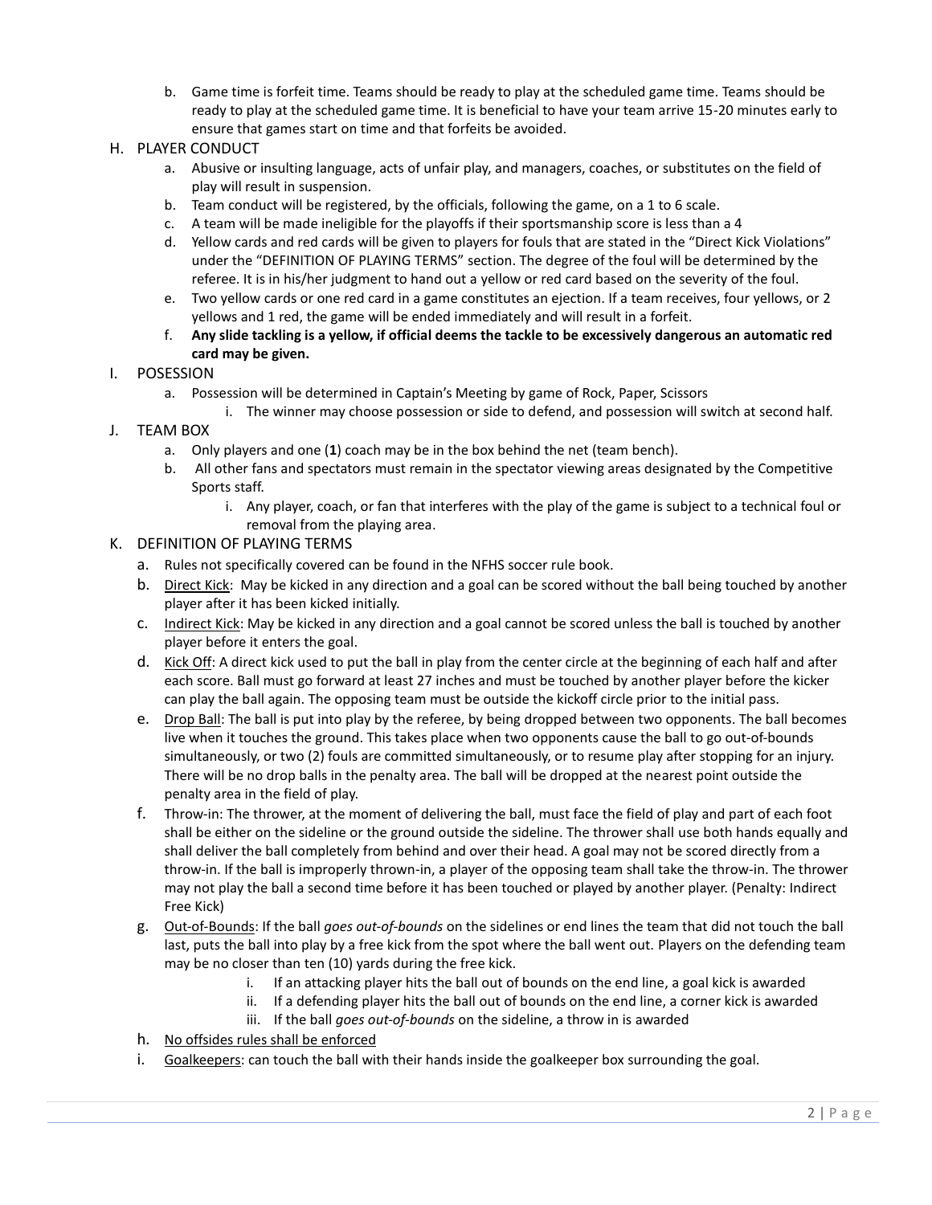b. Game time is forfeit time. Teams should be ready to play at the scheduled game time. Teams should be ready to play at the scheduled game time. It is beneficial to have your team arrive 15-20 minutes early to ensure that games start on time and that forfeits be avoided.

H. PLAYER CONDUCT

a. Abusive or insulting language, acts of unfair play, and managers, coaches, or substitutes on the field of play will result in suspension.

b. Team conduct will be registered, by the officials, following the game, on a 1 to 6 scale.

c. A team will be made ineligible for the playoffs if their sportsmanship score is less than a 4

d. Yellow cards and red cards will be given to players for fouls that are stated in the "Direct Kick Violations" under the "DEFINITION OF PLAYING TERMS" section. The degree of the foul will be determined by the referee. It is in his/her judgment to hand out a yellow or red card based on the severity of the foul.

e. Two yellow cards or one red card in a game constitutes an ejection. If a team receives, four yellows, or 2 yellows and 1 red, the game will be ended immediately and will result in a forfeit.

f. **Any slide tackling is a yellow, if official deems the tackle to be excessively dangerous an automatic red card may be given.**

I. POSESSION

a. Possession will be determined in Captain's Meeting by game of Rock, Paper, Scissors

i. The winner may choose possession or side to defend, and possession will switch at second half.

J. TEAM BOX

a. Only players and one (**1**) coach may be in the box behind the net (team bench).

b. All other fans and spectators must remain in the spectator viewing areas designated by the Competitive Sports staff.

i. Any player, coach, or fan that interferes with the play of the game is subject to a technical foul or removal from the playing area.

K. DEFINITION OF PLAYING TERMS

a. Rules not specifically covered can be found in the NFHS soccer rule book.

b. Direct Kick: May be kicked in any direction and a goal can be scored without the ball being touched by another player after it has been kicked initially.

c. Indirect Kick: May be kicked in any direction and a goal cannot be scored unless the ball is touched by another player before it enters the goal.

d. Kick Off: A direct kick used to put the ball in play from the center circle at the beginning of each half and after each score. Ball must go forward at least 27 inches and must be touched by another player before the kicker can play the ball again. The opposing team must be outside the kickoff circle prior to the initial pass.

e. Drop Ball: The ball is put into play by the referee, by being dropped between two opponents. The ball becomes live when it touches the ground. This takes place when two opponents cause the ball to go out-of-bounds simultaneously, or two (2) fouls are committed simultaneously, or to resume play after stopping for an injury. There will be no drop balls in the penalty area. The ball will be dropped at the nearest point outside the penalty area in the field of play.

f. Throw-in: The thrower, at the moment of delivering the ball, must face the field of play and part of each foot shall be either on the sideline or the ground outside the sideline. The thrower shall use both hands equally and shall deliver the ball completely from behind and over their head. A goal may not be scored directly from a throw-in. If the ball is improperly thrown-in, a player of the opposing team shall take the throw-in. The thrower may not play the ball a second time before it has been touched or played by another player. (Penalty: Indirect Free Kick)

g. Out-of-Bounds: If the ball *goes out-of-bounds* on the sidelines or end lines the team that did not touch the ball last, puts the ball into play by a free kick from the spot where the ball went out. Players on the defending team may be no closer than ten (10) yards during the free kick.

i. If an attacking player hits the ball out of bounds on the end line, a goal kick is awarded

ii. If a defending player hits the ball out of bounds on the end line, a corner kick is awarded

iii. If the ball *goes out-of-bounds* on the sideline, a throw in is awarded

h. No offsides rules shall be enforced

i. Goalkeepers: can touch the ball with their hands inside the goalkeeper box surrounding the goal.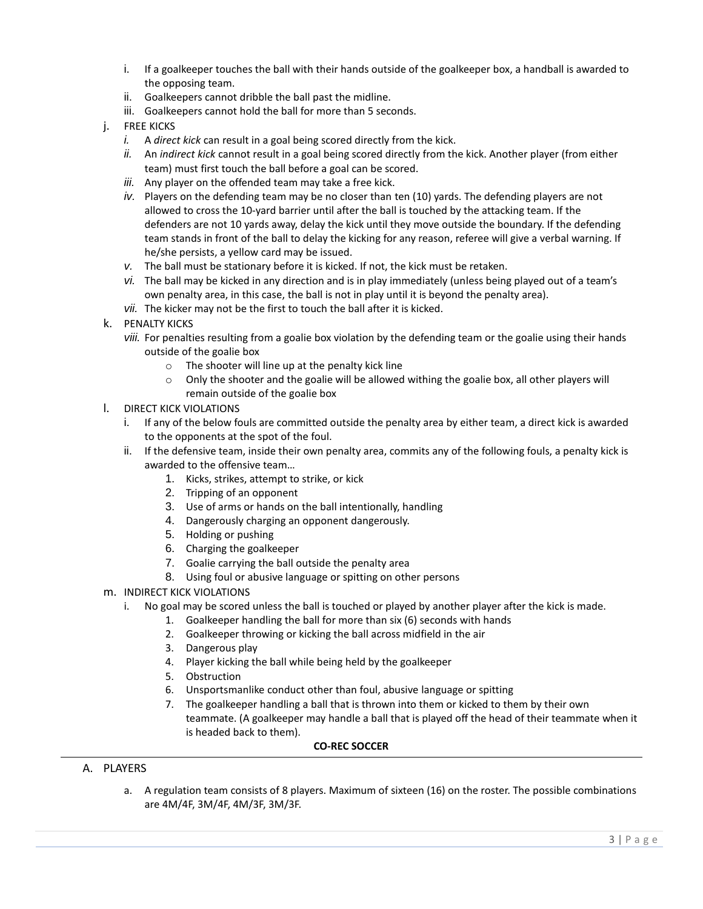i. If a goalkeeper touches the ball with their hands outside of the goalkeeper box, a handball is awarded to the opposing team.
   ii. Goalkeepers cannot dribble the ball past the midline.
   iii. Goalkeepers cannot hold the ball for more than 5 seconds.

j. FREE KICKS
   *i.* A *direct kick* can result in a goal being scored directly from the kick.
   *ii.* An *indirect kick* cannot result in a goal being scored directly from the kick. Another player (from either team) must first touch the ball before a goal can be scored.
   *iii.* Any player on the offended team may take a free kick.
   *iv.* Players on the defending team may be no closer than ten (10) yards. The defending players are not allowed to cross the 10-yard barrier until after the ball is touched by the attacking team. If the defenders are not 10 yards away, delay the kick until they move outside the boundary. If the defending team stands in front of the ball to delay the kicking for any reason, referee will give a verbal warning. If he/she persists, a yellow card may be issued.
   *v.* The ball must be stationary before it is kicked. If not, the kick must be retaken.
   *vi.* The ball may be kicked in any direction and is in play immediately (unless being played out of a team's own penalty area, in this case, the ball is not in play until it is beyond the penalty area).
   *vii.* The kicker may not be the first to touch the ball after it is kicked.

k. PENALTY KICKS
   *viii.* For penalties resulting from a goalie box violation by the defending team or the goalie using their hands outside of the goalie box
   - The shooter will line up at the penalty kick line
   - Only the shooter and the goalie will be allowed withing the goalie box, all other players will remain outside of the goalie box

l. DIRECT KICK VIOLATIONS
   i. If any of the below fouls are committed outside the penalty area by either team, a direct kick is awarded to the opponents at the spot of the foul.
   ii. If the defensive team, inside their own penalty area, commits any of the following fouls, a penalty kick is awarded to the offensive team…
      1. Kicks, strikes, attempt to strike, or kick
      2. Tripping of an opponent
      3. Use of arms or hands on the ball intentionally, handling
      4. Dangerously charging an opponent dangerously.
      5. Holding or pushing
      6. Charging the goalkeeper
      7. Goalie carrying the ball outside the penalty area
      8. Using foul or abusive language or spitting on other persons

m. INDIRECT KICK VIOLATIONS
   i. No goal may be scored unless the ball is touched or played by another player after the kick is made.
      1. Goalkeeper handling the ball for more than six (6) seconds with hands
      2. Goalkeeper throwing or kicking the ball across midfield in the air
      3. Dangerous play
      4. Player kicking the ball while being held by the goalkeeper
      5. Obstruction
      6. Unsportsmanlike conduct other than foul, abusive language or spitting
      7. The goalkeeper handling a ball that is thrown into them or kicked to them by their own teammate. (A goalkeeper may handle a ball that is played off the head of their teammate when it is headed back to them).

## CO-REC SOCCER

A. PLAYERS

   a. A regulation team consists of 8 players. Maximum of sixteen (16) on the roster. The possible combinations are 4M/4F, 3M/4F, 4M/3F, 3M/3F.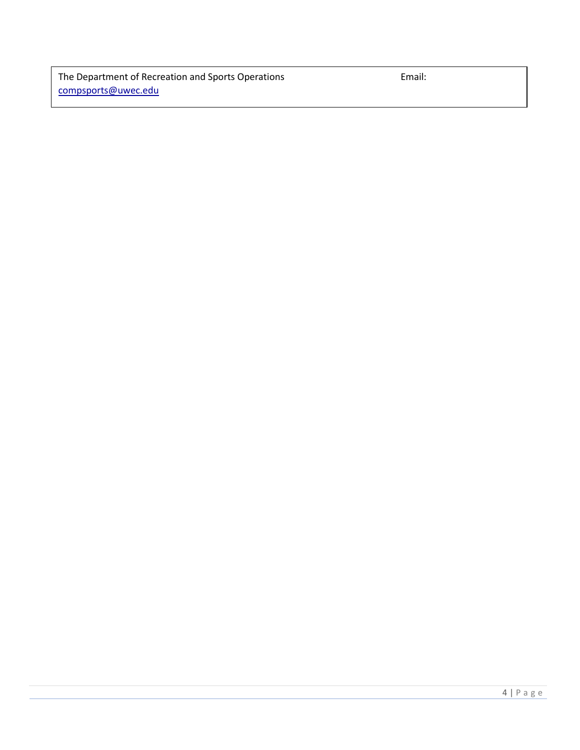| |
|---|
| The Department of Recreation and Sports Operations Email: compsports@uwec.edu |